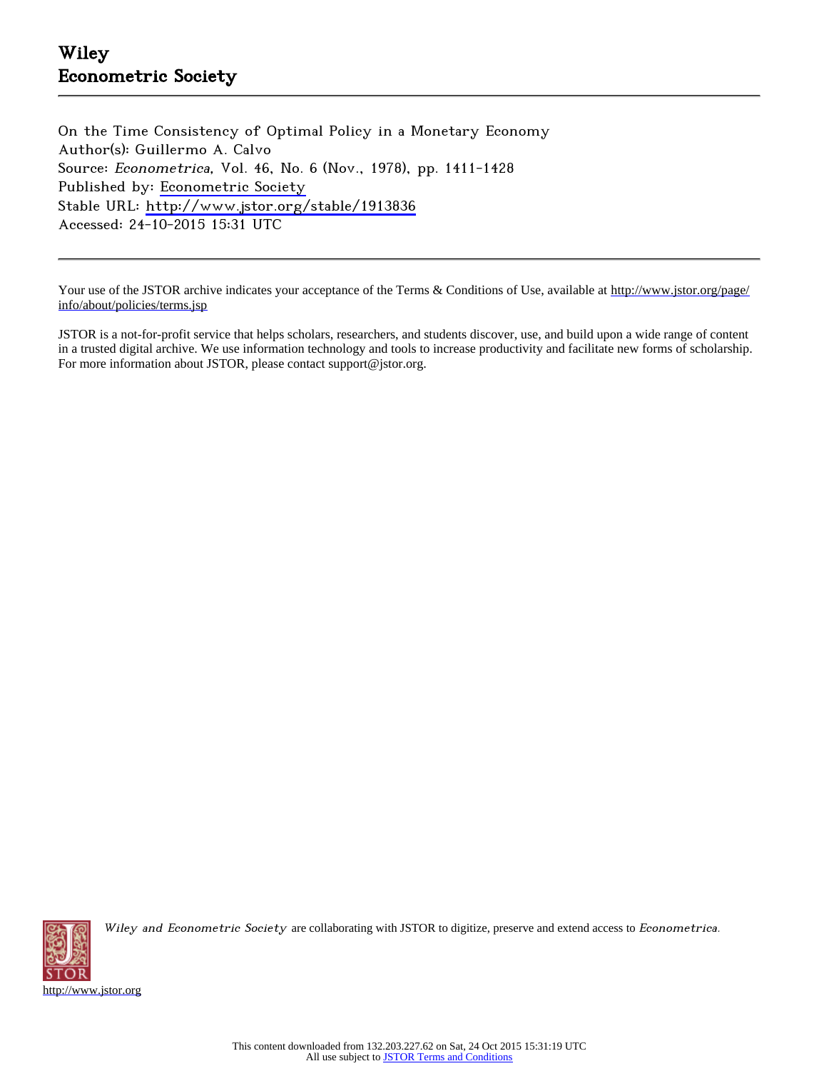Wiley
Econometric Society

On the Time Consistency of Optimal Policy in a Monetary Economy
Author(s): Guillermo A. Calvo
Source: *Econometrica*, Vol. 46, No. 6 (Nov., 1978), pp. 1411-1428
Published by: Econometric Society
Stable URL: http://www.jstor.org/stable/1913836
Accessed: 24-10-2015 15:31 UTC

---

Your use of the JSTOR archive indicates your acceptance of the Terms & Conditions of Use, available at http://www.jstor.org/page/info/about/policies/terms.jsp

JSTOR is a not-for-profit service that helps scholars, researchers, and students discover, use, and build upon a wide range of content in a trusted digital archive. We use information technology and tools to increase productivity and facilitate new forms of scholarship. For more information about JSTOR, please contact support@jstor.org.

*Wiley and Econometric Society* are collaborating with JSTOR to digitize, preserve and extend access to *Econometrica*.

http://www.jstor.org

This content downloaded from 132.203.227.62 on Sat, 24 Oct 2015 15:31:19 UTC
All use subject to JSTOR Terms and Conditions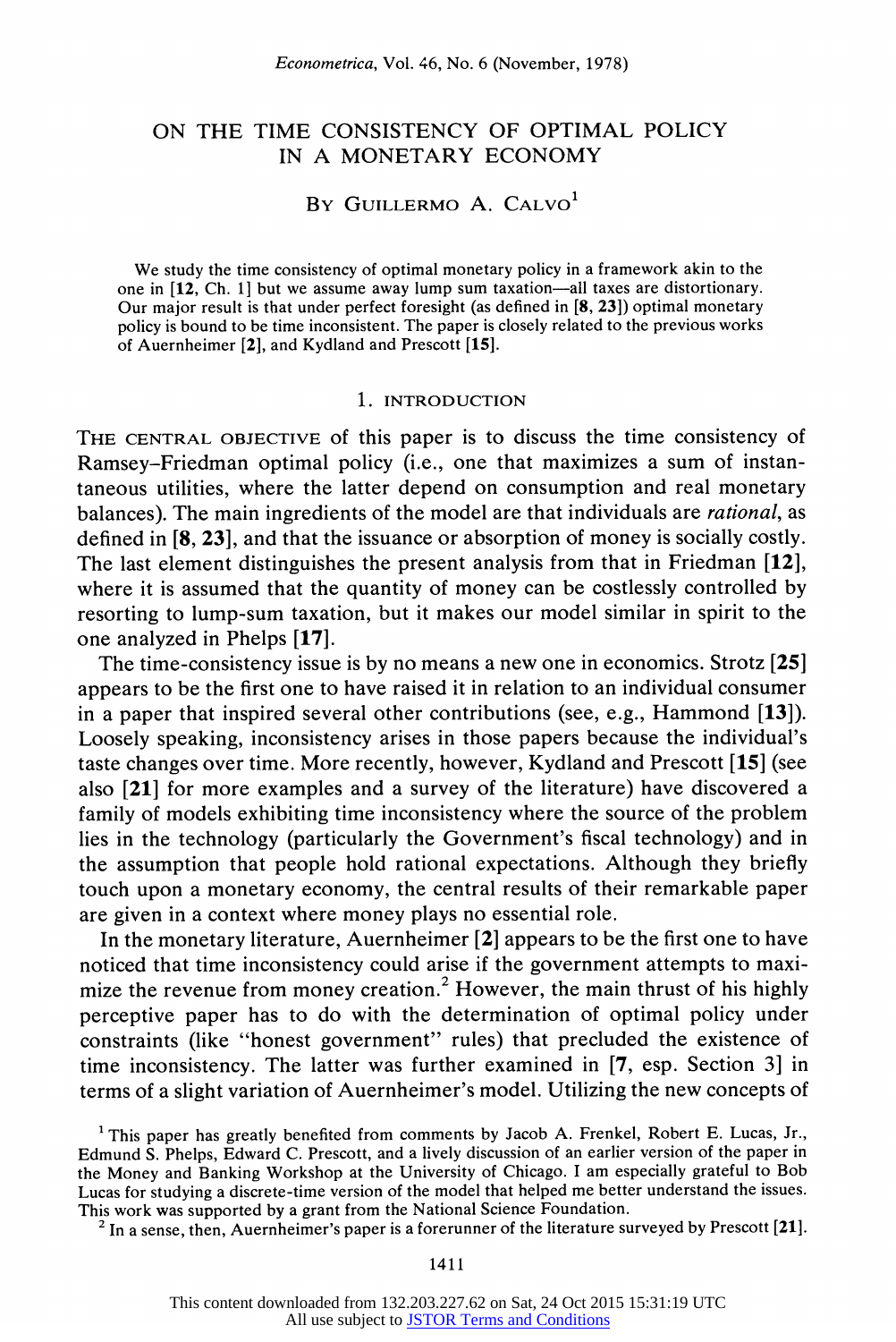# ON THE TIME CONSISTENCY OF OPTIMAL POLICY IN A MONETARY ECONOMY

By Guillermo A. Calvo[1]

We study the time consistency of optimal monetary policy in a framework akin to the one in [12, Ch. 1] but we assume away lump sum taxation—all taxes are distortionary. Our major result is that under perfect foresight (as defined in [8, 23]) optimal monetary policy is bound to be time inconsistent. The paper is closely related to the previous works of Auernheimer [2], and Kydland and Prescott [15].

## 1. INTRODUCTION

THE CENTRAL OBJECTIVE of this paper is to discuss the time consistency of Ramsey–Friedman optimal policy (i.e., one that maximizes a sum of instantaneous utilities, where the latter depend on consumption and real monetary balances). The main ingredients of the model are that individuals are *rational*, as defined in [8, 23], and that the issuance or absorption of money is socially costly. The last element distinguishes the present analysis from that in Friedman [12], where it is assumed that the quantity of money can be costlessly controlled by resorting to lump-sum taxation, but it makes our model similar in spirit to the one analyzed in Phelps [17].

The time-consistency issue is by no means a new one in economics. Strotz [25] appears to be the first one to have raised it in relation to an individual consumer in a paper that inspired several other contributions (see, e.g., Hammond [13]). Loosely speaking, inconsistency arises in those papers because the individual's taste changes over time. More recently, however, Kydland and Prescott [15] (see also [21] for more examples and a survey of the literature) have discovered a family of models exhibiting time inconsistency where the source of the problem lies in the technology (particularly the Government's fiscal technology) and in the assumption that people hold rational expectations. Although they briefly touch upon a monetary economy, the central results of their remarkable paper are given in a context where money plays no essential role.

In the monetary literature, Auernheimer [2] appears to be the first one to have noticed that time inconsistency could arise if the government attempts to maximize the revenue from money creation.[2] However, the main thrust of his highly perceptive paper has to do with the determination of optimal policy under constraints (like "honest government" rules) that precluded the existence of time inconsistency. The latter was further examined in [7, esp. Section 3] in terms of a slight variation of Auernheimer's model. Utilizing the new concepts of

[1] This paper has greatly benefited from comments by Jacob A. Frenkel, Robert E. Lucas, Jr., Edmund S. Phelps, Edward C. Prescott, and a lively discussion of an earlier version of the paper in the Money and Banking Workshop at the University of Chicago. I am especially grateful to Bob Lucas for studying a discrete-time version of the model that helped me better understand the issues. This work was supported by a grant from the National Science Foundation.

[2] In a sense, then, Auernheimer's paper is a forerunner of the literature surveyed by Prescott [21].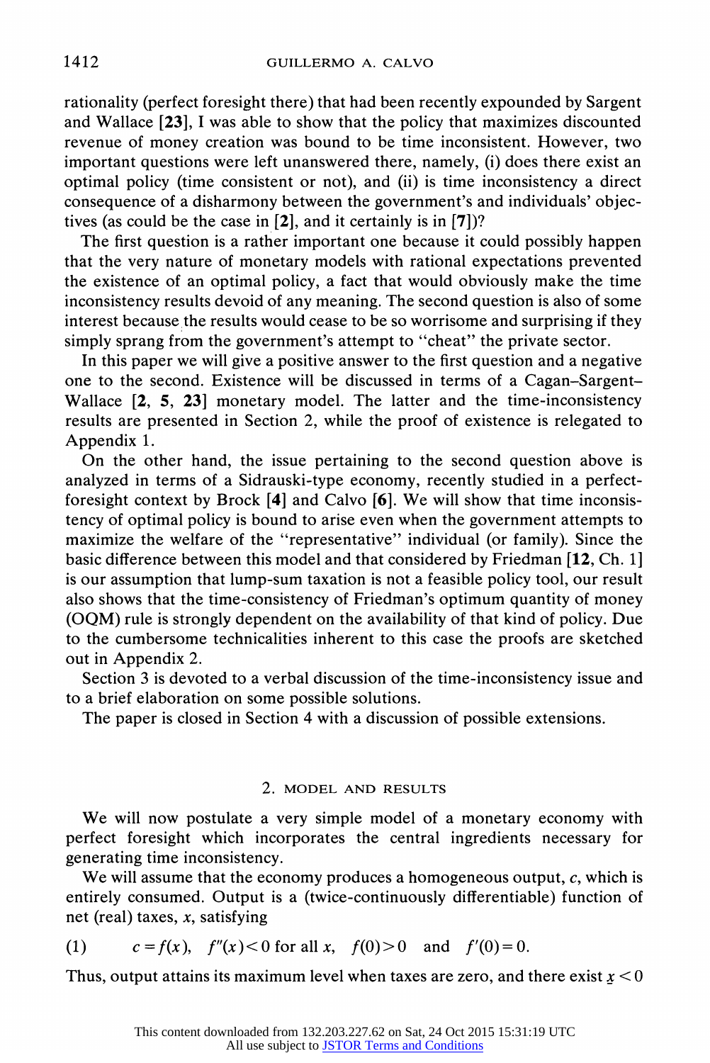rationality (perfect foresight there) that had been recently expounded by Sargent and Wallace [**23**], I was able to show that the policy that maximizes discounted revenue of money creation was bound to be time inconsistent. However, two important questions were left unanswered there, namely, (i) does there exist an optimal policy (time consistent or not), and (ii) is time inconsistency a direct consequence of a disharmony between the government's and individuals' objectives (as could be the case in [**2**], and it certainly is in [**7**])?

The first question is a rather important one because it could possibly happen that the very nature of monetary models with rational expectations prevented the existence of an optimal policy, a fact that would obviously make the time inconsistency results devoid of any meaning. The second question is also of some interest because the results would cease to be so worrisome and surprising if they simply sprang from the government's attempt to "cheat" the private sector.

In this paper we will give a positive answer to the first question and a negative one to the second. Existence will be discussed in terms of a Cagan–Sargent–Wallace [**2**, **5**, **23**] monetary model. The latter and the time-inconsistency results are presented in Section 2, while the proof of existence is relegated to Appendix 1.

On the other hand, the issue pertaining to the second question above is analyzed in terms of a Sidrauski-type economy, recently studied in a perfect-foresight context by Brock [**4**] and Calvo [**6**]. We will show that time inconsistency of optimal policy is bound to arise even when the government attempts to maximize the welfare of the "representative" individual (or family). Since the basic difference between this model and that considered by Friedman [**12**, Ch. 1] is our assumption that lump-sum taxation is not a feasible policy tool, our result also shows that the time-consistency of Friedman's optimum quantity of money (OQM) rule is strongly dependent on the availability of that kind of policy. Due to the cumbersome technicalities inherent to this case the proofs are sketched out in Appendix 2.

Section 3 is devoted to a verbal discussion of the time-inconsistency issue and to a brief elaboration on some possible solutions.

The paper is closed in Section 4 with a discussion of possible extensions.

## 2. MODEL AND RESULTS

We will now postulate a very simple model of a monetary economy with perfect foresight which incorporates the central ingredients necessary for generating time inconsistency.

We will assume that the economy produces a homogeneous output, $c$, which is entirely consumed. Output is a (twice-continuously differentiable) function of net (real) taxes, $x$, satisfying

$$(1) \qquad c = f(x), \quad f''(x) < 0 \text{ for all } x, \quad f(0) > 0 \quad \text{and} \quad f'(0) = 0.$$

Thus, output attains its maximum level when taxes are zero, and there exist $\underline{x} < 0$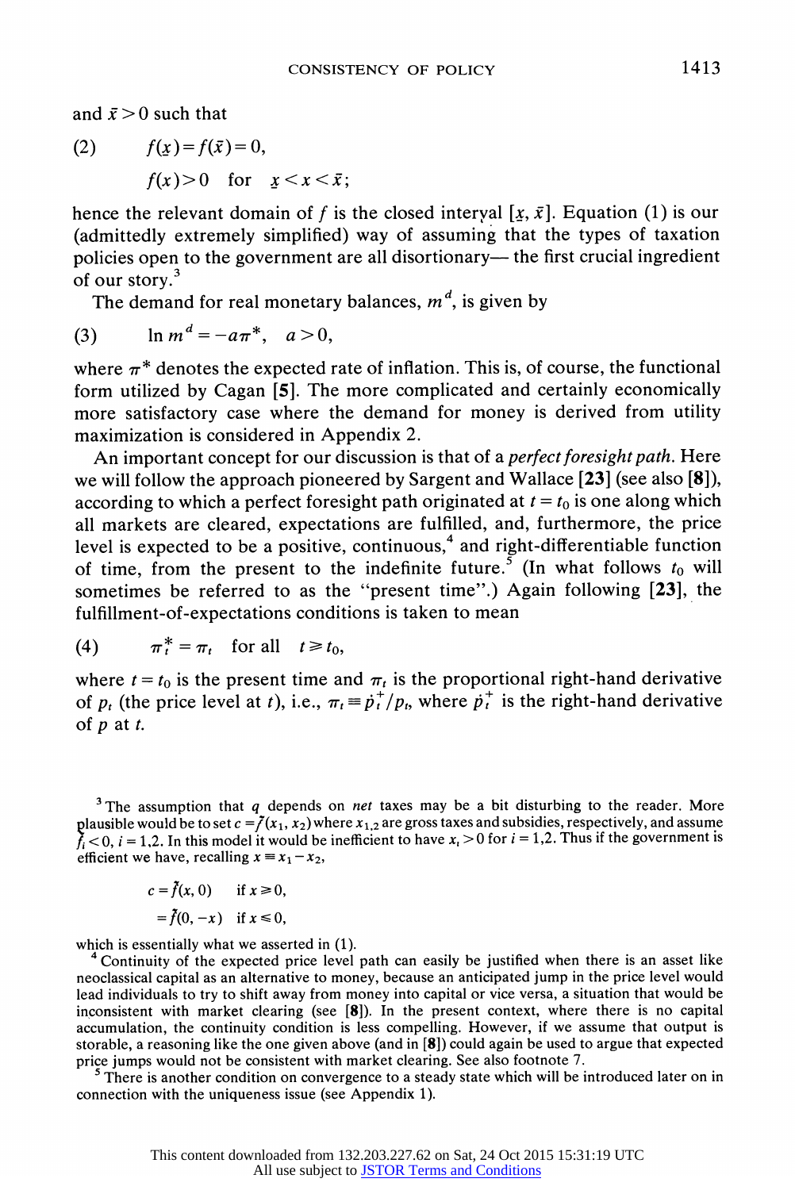and $\bar{x} > 0$ such that

$$(2) \qquad f(\underline{x}) = f(\bar{x}) = 0,$$

$$f(x) > 0 \quad \text{for} \quad \underline{x} < x < \bar{x};$$

hence the relevant domain of $f$ is the closed interval $[\underline{x}, \bar{x}]$. Equation (1) is our (admittedly extremely simplified) way of assuming that the types of taxation policies open to the government are all disortionary— the first crucial ingredient of our story.[3]

The demand for real monetary balances, $m^d$, is given by

$$(3) \qquad \ln m^d = -a\pi^*, \quad a > 0,$$

where $\pi^*$ denotes the expected rate of inflation. This is, of course, the functional form utilized by Cagan **[5]**. The more complicated and certainly economically more satisfactory case where the demand for money is derived from utility maximization is considered in Appendix 2.

An important concept for our discussion is that of a *perfect foresight path*. Here we will follow the approach pioneered by Sargent and Wallace **[23]** (see also **[8]**), according to which a perfect foresight path originated at $t = t_0$ is one along which all markets are cleared, expectations are fulfilled, and, furthermore, the price level is expected to be a positive, continuous,[4] and right-differentiable function of time, from the present to the indefinite future.[5] (In what follows $t_0$ will sometimes be referred to as the "present time".) Again following **[23]**, the fulfillment-of-expectations conditions is taken to mean

$$(4) \qquad \pi_t^* = \pi_t \quad \text{for all} \quad t \geq t_0,$$

where $t = t_0$ is the present time and $\pi_t$ is the proportional right-hand derivative of $p_t$ (the price level at $t$), i.e., $\pi_t \equiv \dot{p}_t^+/p_t$, where $\dot{p}_t^+$ is the right-hand derivative of $p$ at $t$.

---

[3] The assumption that $q$ depends on *net* taxes may be a bit disturbing to the reader. More plausible would be to set $c = \tilde{f}(x_1, x_2)$ where $x_{1,2}$ are gross taxes and subsidies, respectively, and assume $\tilde{f}_i < 0$, $i = 1,2$. In this model it would be inefficient to have $x_i > 0$ for $i = 1,2$. Thus if the government is efficient we have, recalling $x \equiv x_1 - x_2$,

$$c = \tilde{f}(x, 0) \quad \text{if } x \geq 0,$$
$$= \tilde{f}(0, -x) \quad \text{if } x \leq 0,$$

which is essentially what we asserted in (1).

[4] Continuity of the expected price level path can easily be justified when there is an asset like neoclassical capital as an alternative to money, because an anticipated jump in the price level would lead individuals to try to shift away from money into capital or vice versa, a situation that would be inconsistent with market clearing (see **[8]**). In the present context, where there is no capital accumulation, the continuity condition is less compelling. However, if we assume that output is storable, a reasoning like the one given above (and in **[8]**) could again be used to argue that expected price jumps would not be consistent with market clearing. See also footnote 7.

[5] There is another condition on convergence to a steady state which will be introduced later on in connection with the uniqueness issue (see Appendix 1).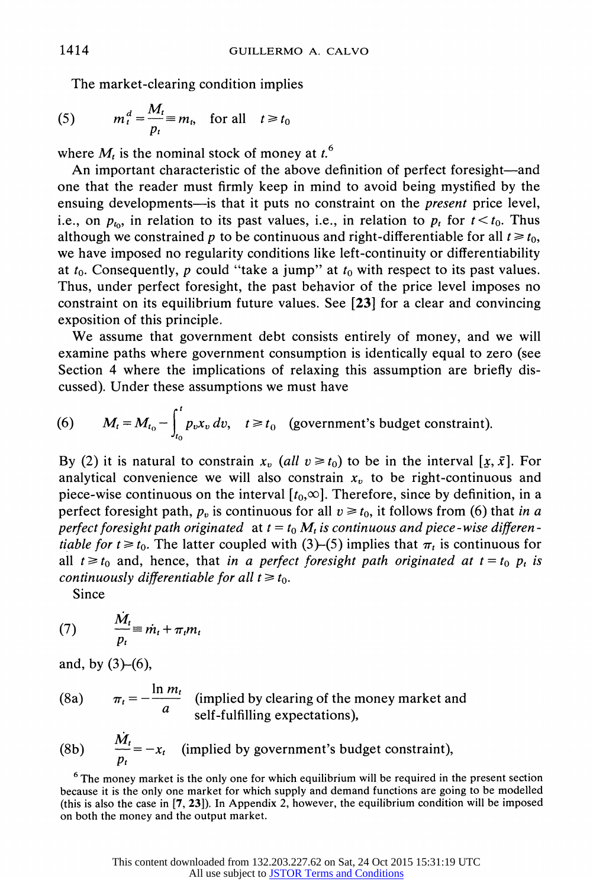The market-clearing condition implies

$$m_t^d = \frac{M_t}{p_t} \equiv m_t, \quad \text{for all} \quad t \geqslant t_0 \tag{5}$$

where $M_t$ is the nominal stock of money at $t$.[6]

An important characteristic of the above definition of perfect foresight—and one that the reader must firmly keep in mind to avoid being mystified by the ensuing developments—is that it puts no constraint on the *present* price level, i.e., on $p_{t_0}$, in relation to its past values, i.e., in relation to $p_t$ for $t < t_0$. Thus although we constrained $p$ to be continuous and right-differentiable for all $t \geqslant t_0$, we have imposed no regularity conditions like left-continuity or differentiability at $t_0$. Consequently, $p$ could "take a jump" at $t_0$ with respect to its past values. Thus, under perfect foresight, the past behavior of the price level imposes no constraint on its equilibrium future values. See [23] for a clear and convincing exposition of this principle.

We assume that government debt consists entirely of money, and we will examine paths where government consumption is identically equal to zero (see Section 4 where the implications of relaxing this assumption are briefly discussed). Under these assumptions we must have

$$M_t = M_{t_0} - \int_{t_0}^{t} p_v x_v \, dv, \quad t \geqslant t_0 \quad \text{(government's budget constraint)}. \tag{6}$$

By (2) it is natural to constrain $x_v$ (*all* $v \geqslant t_0$) to be in the interval $[\underline{x}, \bar{x}]$. For analytical convenience we will also constrain $x_v$ to be right-continuous and piece-wise continuous on the interval $[t_0, \infty]$. Therefore, since by definition, in a perfect foresight path, $p_v$ is continuous for all $v \geqslant t_0$, it follows from (6) that *in a perfect foresight path originated* at $t = t_0$ *$M_t$ is continuous and piece-wise differentiable for* $t \geqslant t_0$. The latter coupled with (3)–(5) implies that $\pi_t$ is continuous for all $t \geqslant t_0$ and, hence, that *in a perfect foresight path originated at $t = t_0$ $p_t$ is continuously differentiable for all $t \geqslant t_0$.*

Since

$$\frac{\dot{M}_t}{p_t} \equiv \dot{m}_t + \pi_t m_t \tag{7}$$

and, by (3)–(6),

$$\pi_t = -\frac{\ln m_t}{a} \quad \text{(implied by clearing of the money market and self-fulfilling expectations),} \tag{8a}$$

$$\frac{\dot{M}_t}{p_t} = -x_t \quad \text{(implied by government's budget constraint),} \tag{8b}$$

[6] The money market is the only one for which equilibrium will be required in the present section because it is the only one market for which supply and demand functions are going to be modelled (this is also the case in [7, 23]). In Appendix 2, however, the equilibrium condition will be imposed on both the money and the output market.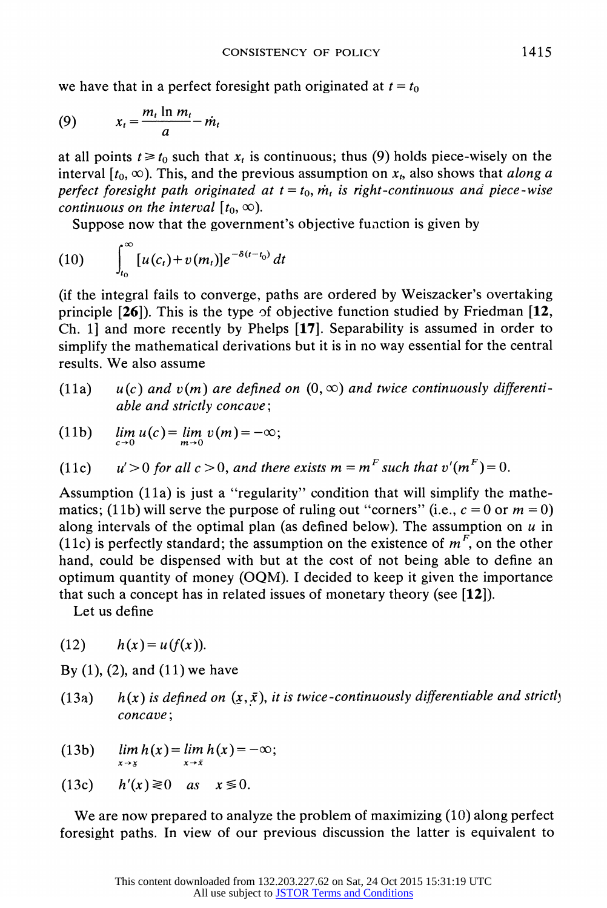we have that in a perfect foresight path originated at $t = t_0$

$$(9) \qquad x_t = \frac{m_t \ln m_t}{a} - \dot{m}_t$$

at all points $t \geq t_0$ such that $x_t$ is continuous; thus (9) holds piece-wisely on the interval $[t_0, \infty)$. This, and the previous assumption on $x_t$, also shows that *along a perfect foresight path originated at $t = t_0$, $\dot{m}_t$ is right-continuous and piece-wise continuous on the interval $[t_0, \infty)$.*

Suppose now that the government's objective function is given by

$$(10) \qquad \int_{t_0}^{\infty} [u(c_t) + v(m_t)] e^{-\delta(t-t_0)} \, dt$$

(if the integral fails to converge, paths are ordered by Weiszacker's overtaking principle [**26**]). This is the type of objective function studied by Friedman [**12**, Ch. 1] and more recently by Phelps [**17**]. Separability is assumed in order to simplify the mathematical derivations but it is in no way essential for the central results. We also assume

(11a) *$u(c)$ and $v(m)$ are defined on $(0, \infty)$ and twice continuously differentiable and strictly concave;*

(11b) $\lim_{c \to 0} u(c) = \lim_{m \to 0} v(m) = -\infty;$

(11c) *$u' > 0$ for all $c > 0$, and there exists $m = m^F$ such that $v'(m^F) = 0$.*

Assumption (11a) is just a "regularity" condition that will simplify the mathematics; (11b) will serve the purpose of ruling out "corners" (i.e., $c = 0$ or $m = 0$) along intervals of the optimal plan (as defined below). The assumption on $u$ in (11c) is perfectly standard; the assumption on the existence of $m^F$, on the other hand, could be dispensed with but at the cost of not being able to define an optimum quantity of money (OQM). I decided to keep it given the importance that such a concept has in related issues of monetary theory (see [**12**]).

Let us define

$$(12) \qquad h(x) = u(f(x)).$$

By (1), (2), and (11) we have

(13a) *$h(x)$ is defined on $(\underline{x}, \bar{x})$, it is twice-continuously differentiable and strictly concave;*

(13b) $\lim_{x \to \underline{x}} h(x) = \lim_{x \to \bar{x}} h(x) = -\infty;$

(13c) $h'(x) \gtrless 0 \quad \text{as} \quad x \lesseqgtr 0.$

We are now prepared to analyze the problem of maximizing (10) along perfect foresight paths. In view of our previous discussion the latter is equivalent to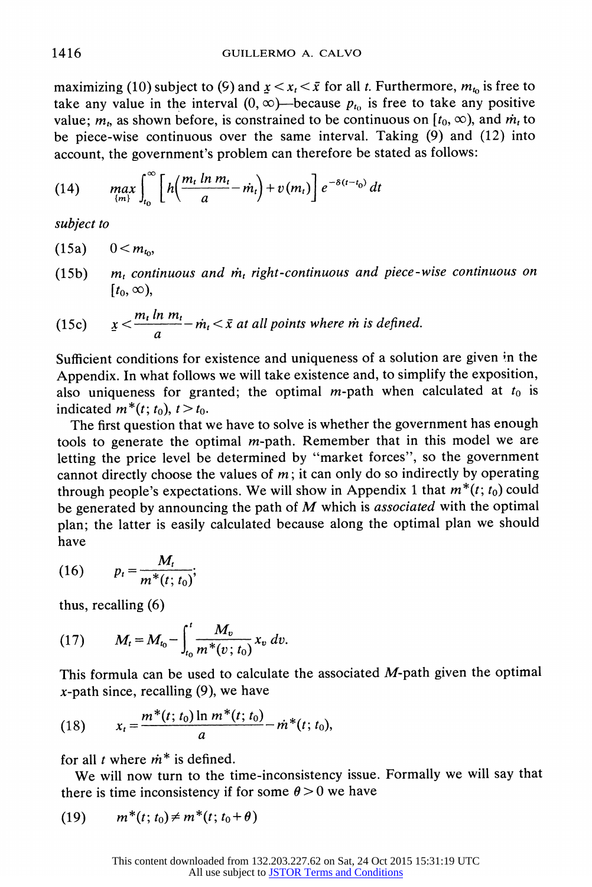maximizing (10) subject to (9) and $\underline{x} < x_t < \bar{x}$ for all $t$. Furthermore, $m_{t_0}$ is free to take any value in the interval $(0, \infty)$—because $p_{t_0}$ is free to take any positive value; $m_t$, as shown before, is constrained to be continuous on $[t_0, \infty)$, and $\dot{m}_t$ to be piece-wise continuous over the same interval. Taking (9) and (12) into account, the government's problem can therefore be stated as follows:

$$\text{(14)} \qquad \max_{\{m\}} \int_{t_0}^{\infty} \left[ h\left( \frac{m_t \ln m_t}{a} - \dot{m}_t \right) + v(m_t) \right] e^{-\delta(t-t_0)} \, dt$$

*subject to*

(15a) $\quad 0 < m_{t_0}$,

(15b) $\quad$ *$m_t$ continuous and $\dot{m}_t$ right-continuous and piece-wise continuous on $[t_0, \infty)$,*

(15c) $\quad \underline{x} < \dfrac{m_t \ln m_t}{a} - \dot{m}_t < \bar{x}$ *at all points where $\dot{m}$ is defined.*

Sufficient conditions for existence and uniqueness of a solution are given in the Appendix. In what follows we will take existence and, to simplify the exposition, also uniqueness for granted; the optimal $m$-path when calculated at $t_0$ is indicated $m^*(t; t_0)$, $t > t_0$.

The first question that we have to solve is whether the government has enough tools to generate the optimal $m$-path. Remember that in this model we are letting the price level be determined by "market forces", so the government cannot directly choose the values of $m$; it can only do so indirectly by operating through people's expectations. We will show in Appendix 1 that $m^*(t; t_0)$ could be generated by announcing the path of $M$ which is *associated* with the optimal plan; the latter is easily calculated because along the optimal plan we should have

$$\text{(16)} \qquad p_t = \frac{M_t}{m^*(t; t_0)};$$

thus, recalling (6)

$$\text{(17)} \qquad M_t = M_{t_0} - \int_{t_0}^{t} \frac{M_v}{m^*(v; t_0)} x_v \, dv.$$

This formula can be used to calculate the associated $M$-path given the optimal $x$-path since, recalling (9), we have

$$\text{(18)} \qquad x_t = \frac{m^*(t; t_0) \ln m^*(t; t_0)}{a} - \dot{m}^*(t; t_0),$$

for all $t$ where $\dot{m}^*$ is defined.

We will now turn to the time-inconsistency issue. Formally we will say that there is time inconsistency if for some $\theta > 0$ we have

$$\text{(19)} \qquad m^*(t; t_0) \neq m^*(t; t_0 + \theta)$$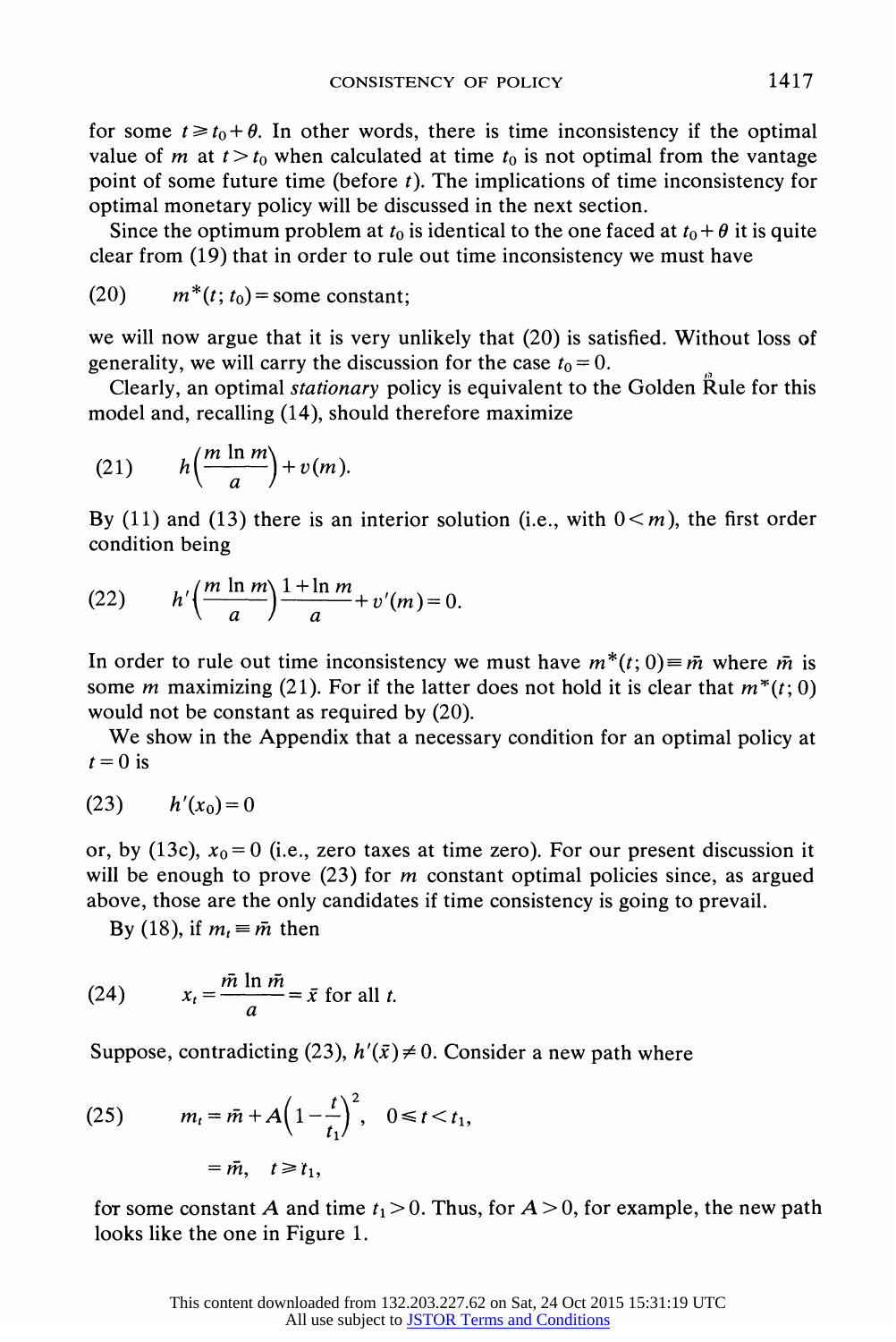for some $t \geq t_0 + \theta$. In other words, there is time inconsistency if the optimal value of $m$ at $t > t_0$ when calculated at time $t_0$ is not optimal from the vantage point of some future time (before $t$). The implications of time inconsistency for optimal monetary policy will be discussed in the next section.

Since the optimum problem at $t_0$ is identical to the one faced at $t_0 + \theta$ it is quite clear from (19) that in order to rule out time inconsistency we must have

$$m^*(t; t_0) = \text{some constant}; \tag{20}$$

we will now argue that it is very unlikely that (20) is satisfied. Without loss of generality, we will carry the discussion for the case $t_0 = 0$.

Clearly, an optimal *stationary* policy is equivalent to the Golden Rule for this model and, recalling (14), should therefore maximize

$$h\left(\frac{m \ln m}{a}\right) + v(m). \tag{21}$$

By (11) and (13) there is an interior solution (i.e., with $0 < m$), the first order condition being

$$h'\left(\frac{m \ln m}{a}\right)\frac{1 + \ln m}{a} + v'(m) = 0. \tag{22}$$

In order to rule out time inconsistency we must have $m^*(t; 0) \equiv \bar{m}$ where $\bar{m}$ is some $m$ maximizing (21). For if the latter does not hold it is clear that $m^*(t; 0)$ would not be constant as required by (20).

We show in the Appendix that a necessary condition for an optimal policy at $t = 0$ is

$$h'(x_0) = 0 \tag{23}$$

or, by (13c), $x_0 = 0$ (i.e., zero taxes at time zero). For our present discussion it will be enough to prove (23) for $m$ constant optimal policies since, as argued above, those are the only candidates if time consistency is going to prevail.

By (18), if $m_t \equiv \bar{m}$ then

$$x_t = \frac{\bar{m} \ln \bar{m}}{a} = \bar{x} \text{ for all } t. \tag{24}$$

Suppose, contradicting (23), $h'(\bar{x}) \neq 0$. Consider a new path where

$$\begin{aligned} m_t &= \bar{m} + A\left(1 - \frac{t}{t_1}\right)^2, \quad 0 \leq t < t_1, \\ &= \bar{m}, \quad t \geq t_1, \end{aligned} \tag{25}$$

for some constant $A$ and time $t_1 > 0$. Thus, for $A > 0$, for example, the new path looks like the one in Figure 1.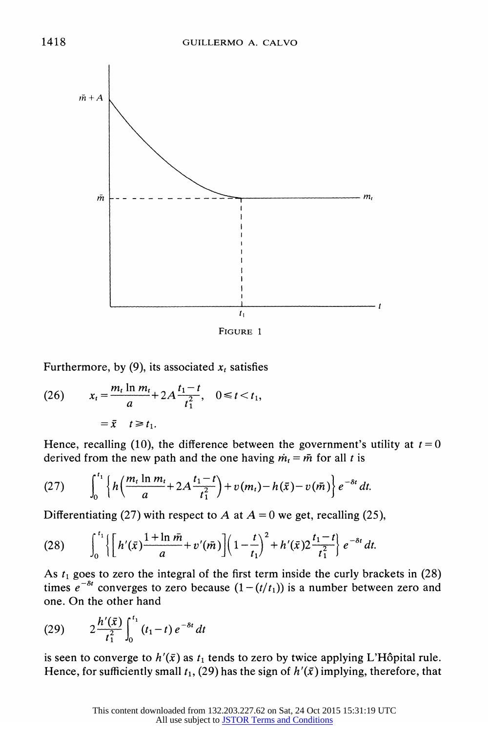FIGURE 1

Furthermore, by (9), its associated $x_t$ satisfies

$$(26) \qquad x_t = \frac{m_t \ln m_t}{a} + 2A\frac{t_1 - t}{t_1^2}, \quad 0 \leq t < t_1,$$

$$= \bar{x} \quad t \geq t_1.$$

Hence, recalling (10), the difference between the government's utility at $t=0$ derived from the new path and the one having $\dot{m}_t = \bar{m}$ for all $t$ is

$$(27) \qquad \int_0^{t_1} \left\{ h\left(\frac{m_t \ln m_t}{a} + 2A\frac{t_1 - t}{t_1^2}\right) + v(m_t) - h(\bar{x}) - v(\bar{m}) \right\} e^{-\delta t}\, dt.$$

Differentiating (27) with respect to $A$ at $A = 0$ we get, recalling (25),

$$(28) \qquad \int_0^{t_1} \left\{ \left[ h'(\bar{x})\frac{1 + \ln \bar{m}}{a} + v'(\bar{m}) \right] \left(1 - \frac{t}{t_1}\right)^2 + h'(\bar{x})2\frac{t_1 - t}{t_1^2} \right\} e^{-\delta t}\, dt.$$

As $t_1$ goes to zero the integral of the first term inside the curly brackets in (28) times $e^{-\delta t}$ converges to zero because $(1 - (t/t_1))$ is a number between zero and one. On the other hand

$$(29) \qquad 2\frac{h'(\bar{x})}{t_1^2} \int_0^{t_1} (t_1 - t)\, e^{-\delta t}\, dt$$

is seen to converge to $h'(\bar{x})$ as $t_1$ tends to zero by twice applying L'Hôpital rule. Hence, for sufficiently small $t_1$, (29) has the sign of $h'(\bar{x})$ implying, therefore, that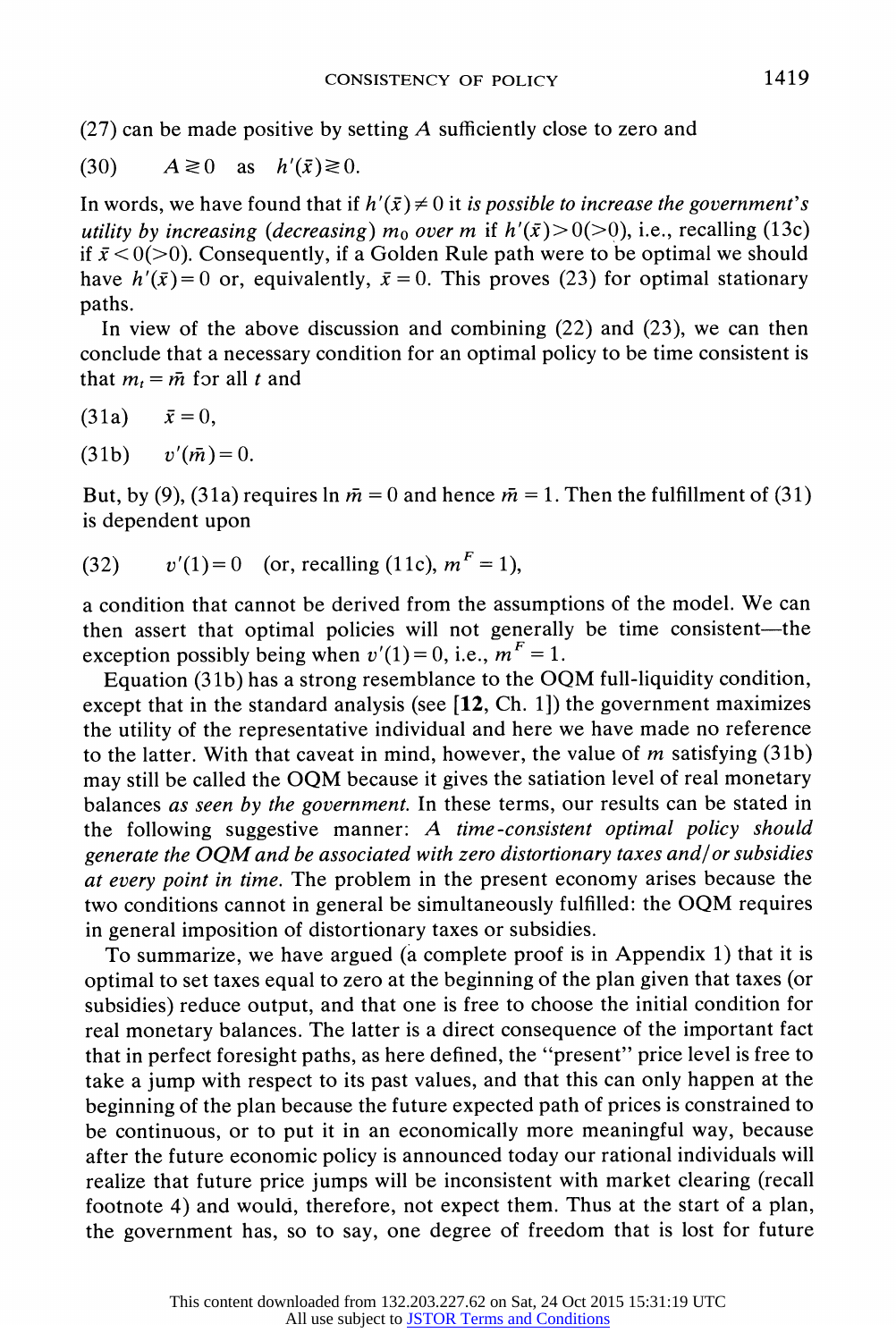(27) can be made positive by setting $A$ sufficiently close to zero and

$$A \gtreqless 0 \quad \text{as} \quad h'(\bar{x}) \gtreqless 0. \tag{30}$$

In words, we have found that if $h'(\bar{x}) \neq 0$ it *is possible to increase the government's utility by increasing (decreasing)* $m_0$ *over* $m$ if $h'(\bar{x}) > 0 (>0)$, i.e., recalling (13c) if $\bar{x} < 0 (>0)$. Consequently, if a Golden Rule path were to be optimal we should have $h'(\bar{x}) = 0$ or, equivalently, $\bar{x} = 0$. This proves (23) for optimal stationary paths.

In view of the above discussion and combining (22) and (23), we can then conclude that a necessary condition for an optimal policy to be time consistent is that $m_t = \bar{m}$ for all $t$ and

$$\bar{x} = 0, \tag{31a}$$

$$v'(\bar{m}) = 0. \tag{31b}$$

But, by (9), (31a) requires $\ln \bar{m} = 0$ and hence $\bar{m} = 1$. Then the fulfillment of (31) is dependent upon

$$v'(1) = 0 \quad \text{(or, recalling (11c), } m^F = 1\text{)}, \tag{32}$$

a condition that cannot be derived from the assumptions of the model. We can then assert that optimal policies will not generally be time consistent—the exception possibly being when $v'(1) = 0$, i.e., $m^F = 1$.

Equation (31b) has a strong resemblance to the OQM full-liquidity condition, except that in the standard analysis (see [**12**, Ch. 1]) the government maximizes the utility of the representative individual and here we have made no reference to the latter. With that caveat in mind, however, the value of $m$ satisfying (31b) may still be called the OQM because it gives the satiation level of real monetary balances *as seen by the government.* In these terms, our results can be stated in the following suggestive manner: *A time-consistent optimal policy should generate the OQM and be associated with zero distortionary taxes and/or subsidies at every point in time.* The problem in the present economy arises because the two conditions cannot in general be simultaneously fulfilled: the OQM requires in general imposition of distortionary taxes or subsidies.

To summarize, we have argued (a complete proof is in Appendix 1) that it is optimal to set taxes equal to zero at the beginning of the plan given that taxes (or subsidies) reduce output, and that one is free to choose the initial condition for real monetary balances. The latter is a direct consequence of the important fact that in perfect foresight paths, as here defined, the "present" price level is free to take a jump with respect to its past values, and that this can only happen at the beginning of the plan because the future expected path of prices is constrained to be continuous, or to put it in an economically more meaningful way, because after the future economic policy is announced today our rational individuals will realize that future price jumps will be inconsistent with market clearing (recall footnote 4) and would, therefore, not expect them. Thus at the start of a plan, the government has, so to say, one degree of freedom that is lost for future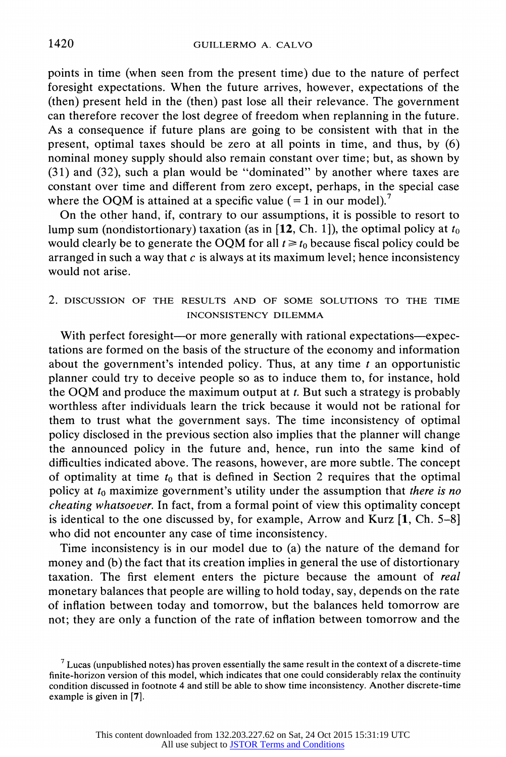points in time (when seen from the present time) due to the nature of perfect foresight expectations. When the future arrives, however, expectations of the (then) present held in the (then) past lose all their relevance. The government can therefore recover the lost degree of freedom when replanning in the future. As a consequence if future plans are going to be consistent with that in the present, optimal taxes should be zero at all points in time, and thus, by (6) nominal money supply should also remain constant over time; but, as shown by (31) and (32), such a plan would be "dominated" by another where taxes are constant over time and different from zero except, perhaps, in the special case where the OQM is attained at a specific value ($=1$ in our model).[7]

On the other hand, if, contrary to our assumptions, it is possible to resort to lump sum (nondistortionary) taxation (as in [**12**, Ch. 1]), the optimal policy at $t_0$ would clearly be to generate the OQM for all $t \geq t_0$ because fiscal policy could be arranged in such a way that $c$ is always at its maximum level; hence inconsistency would not arise.

## 2. DISCUSSION OF THE RESULTS AND OF SOME SOLUTIONS TO THE TIME INCONSISTENCY DILEMMA

With perfect foresight—or more generally with rational expectations—expectations are formed on the basis of the structure of the economy and information about the government's intended policy. Thus, at any time $t$ an opportunistic planner could try to deceive people so as to induce them to, for instance, hold the OQM and produce the maximum output at $t$. But such a strategy is probably worthless after individuals learn the trick because it would not be rational for them to trust what the government says. The time inconsistency of optimal policy disclosed in the previous section also implies that the planner will change the announced policy in the future and, hence, run into the same kind of difficulties indicated above. The reasons, however, are more subtle. The concept of optimality at time $t_0$ that is defined in Section 2 requires that the optimal policy at $t_0$ maximize government's utility under the assumption that *there is no cheating whatsoever*. In fact, from a formal point of view this optimality concept is identical to the one discussed by, for example, Arrow and Kurz [**1**, Ch. 5–8] who did not encounter any case of time inconsistency.

Time inconsistency is in our model due to (a) the nature of the demand for money and (b) the fact that its creation implies in general the use of distortionary taxation. The first element enters the picture because the amount of *real* monetary balances that people are willing to hold today, say, depends on the rate of inflation between today and tomorrow, but the balances held tomorrow are not; they are only a function of the rate of inflation between tomorrow and the

[7] Lucas (unpublished notes) has proven essentially the same result in the context of a discrete-time finite-horizon version of this model, which indicates that one could considerably relax the continuity condition discussed in footnote 4 and still be able to show time inconsistency. Another discrete-time example is given in [**7**].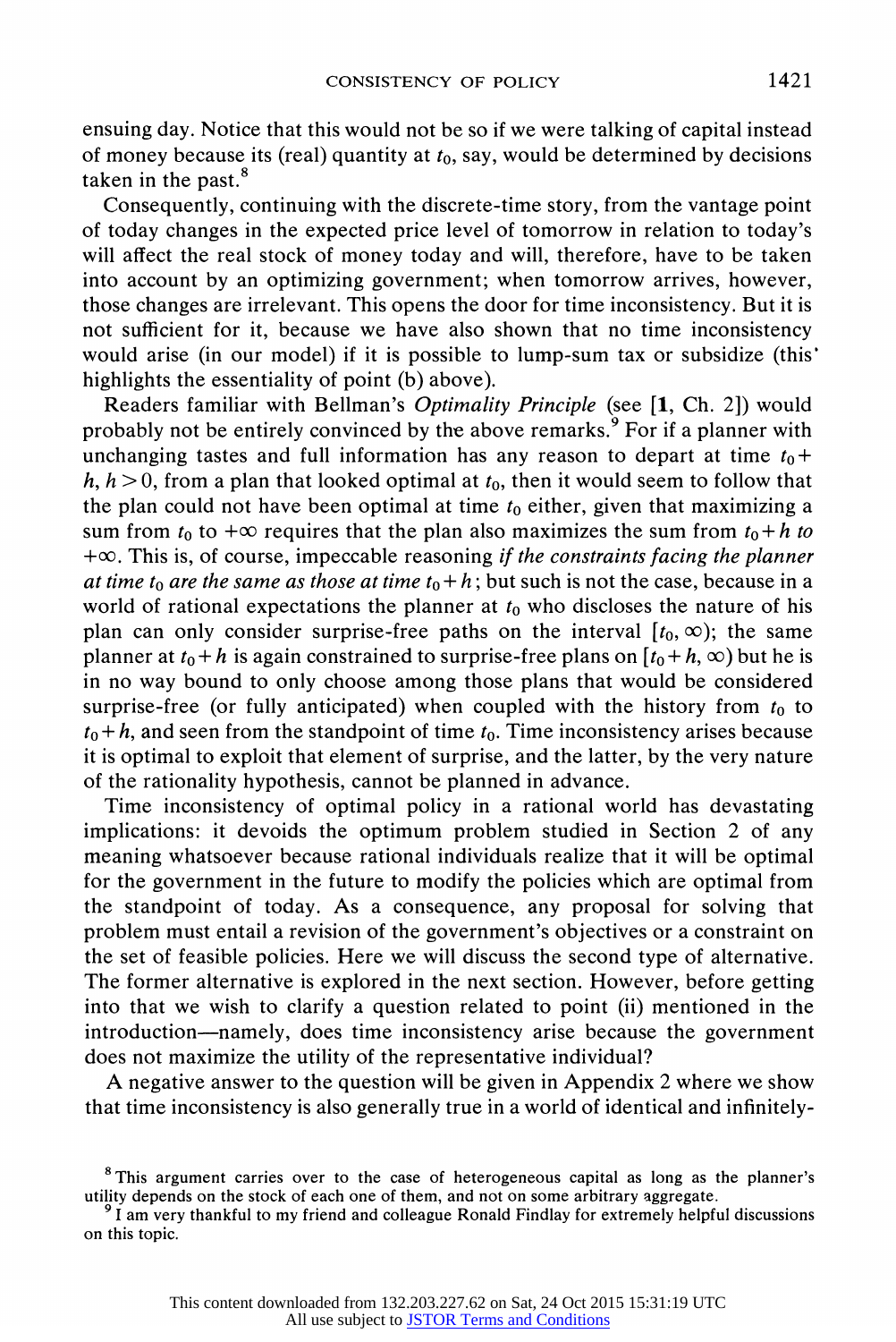ensuing day. Notice that this would not be so if we were talking of capital instead of money because its (real) quantity at $t_0$, say, would be determined by decisions taken in the past.[8]

Consequently, continuing with the discrete-time story, from the vantage point of today changes in the expected price level of tomorrow in relation to today's will affect the real stock of money today and will, therefore, have to be taken into account by an optimizing government; when tomorrow arrives, however, those changes are irrelevant. This opens the door for time inconsistency. But it is not sufficient for it, because we have also shown that no time inconsistency would arise (in our model) if it is possible to lump-sum tax or subsidize (this highlights the essentiality of point (b) above).

Readers familiar with Bellman's *Optimality Principle* (see [**1**, Ch. 2]) would probably not be entirely convinced by the above remarks.[9] For if a planner with unchanging tastes and full information has any reason to depart at time $t_0 + h$, $h > 0$, from a plan that looked optimal at $t_0$, then it would seem to follow that the plan could not have been optimal at time $t_0$ either, given that maximizing a sum from $t_0$ to $+\infty$ requires that the plan also maximizes the sum from $t_0 + h$ *to* $+\infty$. This is, of course, impeccable reasoning *if the constraints facing the planner at time* $t_0$ *are the same as those at time* $t_0 + h$; but such is not the case, because in a world of rational expectations the planner at $t_0$ who discloses the nature of his plan can only consider surprise-free paths on the interval $[t_0, \infty)$; the same planner at $t_0 + h$ is again constrained to surprise-free plans on $[t_0 + h, \infty)$ but he is in no way bound to only choose among those plans that would be considered surprise-free (or fully anticipated) when coupled with the history from $t_0$ to $t_0 + h$, and seen from the standpoint of time $t_0$. Time inconsistency arises because it is optimal to exploit that element of surprise, and the latter, by the very nature of the rationality hypothesis, cannot be planned in advance.

Time inconsistency of optimal policy in a rational world has devastating implications: it devoids the optimum problem studied in Section 2 of any meaning whatsoever because rational individuals realize that it will be optimal for the government in the future to modify the policies which are optimal from the standpoint of today. As a consequence, any proposal for solving that problem must entail a revision of the government's objectives or a constraint on the set of feasible policies. Here we will discuss the second type of alternative. The former alternative is explored in the next section. However, before getting into that we wish to clarify a question related to point (ii) mentioned in the introduction—namely, does time inconsistency arise because the government does not maximize the utility of the representative individual?

A negative answer to the question will be given in Appendix 2 where we show that time inconsistency is also generally true in a world of identical and infinitely-

[8] This argument carries over to the case of heterogeneous capital as long as the planner's utility depends on the stock of each one of them, and not on some arbitrary aggregate.

[9] I am very thankful to my friend and colleague Ronald Findlay for extremely helpful discussions on this topic.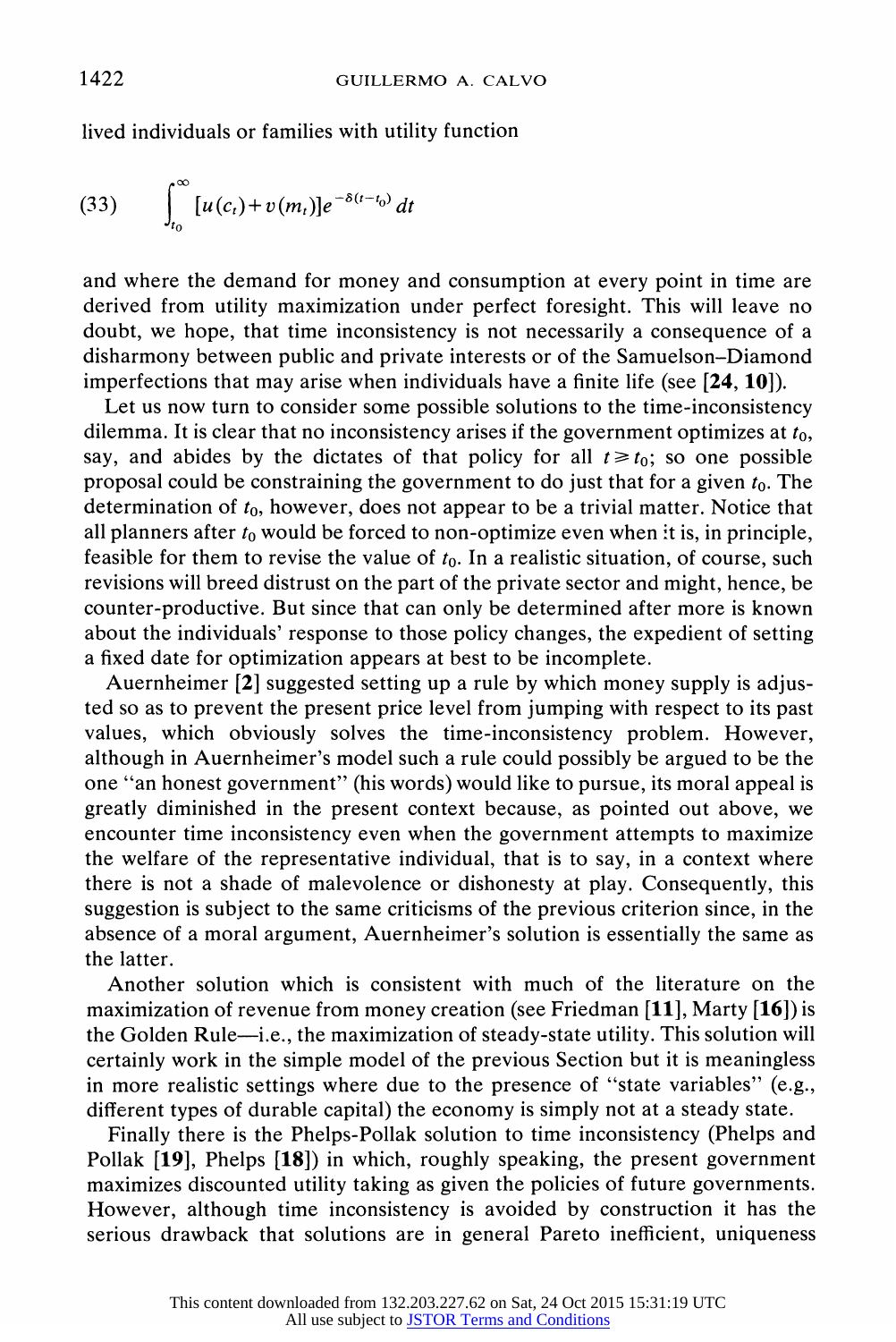lived individuals or families with utility function

$$\int_{t_0}^{\infty} [u(c_t)+v(m_t)]e^{-\delta(t-t_0)}\,dt \tag{33}$$

and where the demand for money and consumption at every point in time are derived from utility maximization under perfect foresight. This will leave no doubt, we hope, that time inconsistency is not necessarily a consequence of a disharmony between public and private interests or of the Samuelson–Diamond imperfections that may arise when individuals have a finite life (see [**24**, **10**]).

Let us now turn to consider some possible solutions to the time-inconsistency dilemma. It is clear that no inconsistency arises if the government optimizes at $t_0$, say, and abides by the dictates of that policy for all $t \geq t_0$; so one possible proposal could be constraining the government to do just that for a given $t_0$. The determination of $t_0$, however, does not appear to be a trivial matter. Notice that all planners after $t_0$ would be forced to non-optimize even when it is, in principle, feasible for them to revise the value of $t_0$. In a realistic situation, of course, such revisions will breed distrust on the part of the private sector and might, hence, be counter-productive. But since that can only be determined after more is known about the individuals' response to those policy changes, the expedient of setting a fixed date for optimization appears at best to be incomplete.

Auernheimer [**2**] suggested setting up a rule by which money supply is adjusted so as to prevent the present price level from jumping with respect to its past values, which obviously solves the time-inconsistency problem. However, although in Auernheimer's model such a rule could possibly be argued to be the one "an honest government" (his words) would like to pursue, its moral appeal is greatly diminished in the present context because, as pointed out above, we encounter time inconsistency even when the government attempts to maximize the welfare of the representative individual, that is to say, in a context where there is not a shade of malevolence or dishonesty at play. Consequently, this suggestion is subject to the same criticisms of the previous criterion since, in the absence of a moral argument, Auernheimer's solution is essentially the same as the latter.

Another solution which is consistent with much of the literature on the maximization of revenue from money creation (see Friedman [**11**], Marty [**16**]) is the Golden Rule—i.e., the maximization of steady-state utility. This solution will certainly work in the simple model of the previous Section but it is meaningless in more realistic settings where due to the presence of "state variables" (e.g., different types of durable capital) the economy is simply not at a steady state.

Finally there is the Phelps-Pollak solution to time inconsistency (Phelps and Pollak [**19**], Phelps [**18**]) in which, roughly speaking, the present government maximizes discounted utility taking as given the policies of future governments. However, although time inconsistency is avoided by construction it has the serious drawback that solutions are in general Pareto inefficient, uniqueness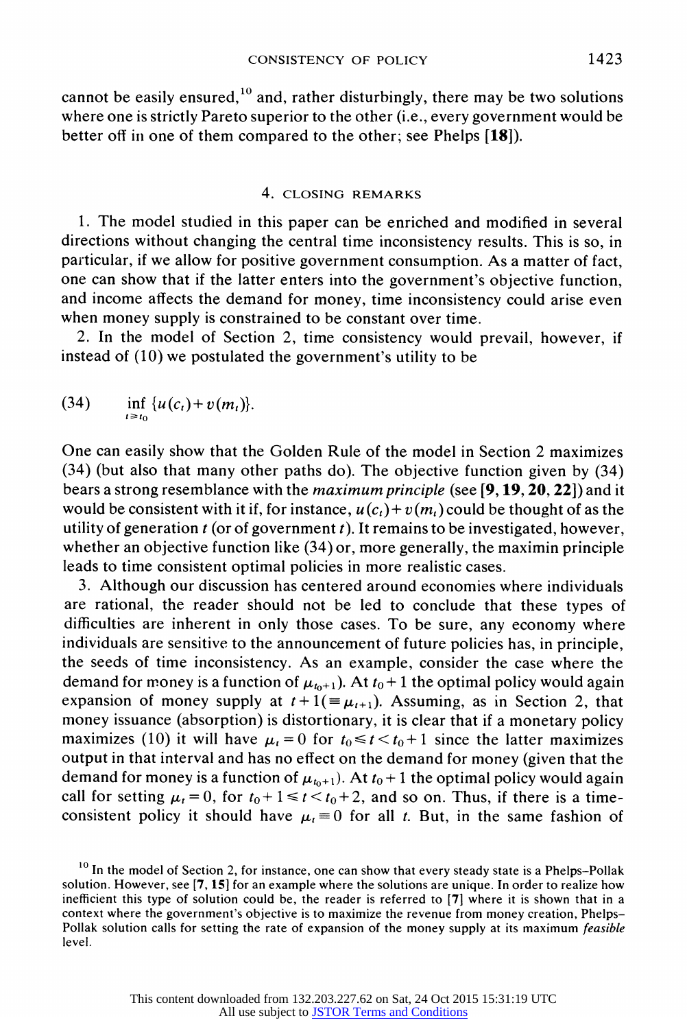cannot be easily ensured,[10] and, rather disturbingly, there may be two solutions where one is strictly Pareto superior to the other (i.e., every government would be better off in one of them compared to the other; see Phelps [**18**]).

## 4. CLOSING REMARKS

1. The model studied in this paper can be enriched and modified in several directions without changing the central time inconsistency results. This is so, in particular, if we allow for positive government consumption. As a matter of fact, one can show that if the latter enters into the government's objective function, and income affects the demand for money, time inconsistency could arise even when money supply is constrained to be constant over time.

2. In the model of Section 2, time consistency would prevail, however, if instead of (10) we postulated the government's utility to be

$$\inf_{t \geq t_0} \{u(c_t) + v(m_t)\}. \tag{34}$$

One can easily show that the Golden Rule of the model in Section 2 maximizes (34) (but also that many other paths do). The objective function given by (34) bears a strong resemblance with the *maximum principle* (see [**9, 19, 20, 22**]) and it would be consistent with it if, for instance, $u(c_t)+v(m_t)$ could be thought of as the utility of generation $t$ (or of government $t$). It remains to be investigated, however, whether an objective function like (34) or, more generally, the maximin principle leads to time consistent optimal policies in more realistic cases.

3. Although our discussion has centered around economies where individuals are rational, the reader should not be led to conclude that these types of difficulties are inherent in only those cases. To be sure, any economy where individuals are sensitive to the announcement of future policies has, in principle, the seeds of time inconsistency. As an example, consider the case where the demand for money is a function of $\mu_{t_0+1}$). At $t_0+1$ the optimal policy would again expansion of money supply at $t+1(\equiv \mu_{t+1})$. Assuming, as in Section 2, that money issuance (absorption) is distortionary, it is clear that if a monetary policy maximizes (10) it will have $\mu_t = 0$ for $t_0 \leq t < t_0+1$ since the latter maximizes output in that interval and has no effect on the demand for money (given that the demand for money is a function of $\mu_{t_0+1}$). At $t_0+1$ the optimal policy would again call for setting $\mu_t = 0$, for $t_0+1 \leq t < t_0+2$, and so on. Thus, if there is a time-consistent policy it should have $\mu_t \equiv 0$ for all $t$. But, in the same fashion of

[10] In the model of Section 2, for instance, one can show that every steady state is a Phelps–Pollak solution. However, see [**7, 15**] for an example where the solutions are unique. In order to realize how inefficient this type of solution could be, the reader is referred to [**7**] where it is shown that in a context where the government's objective is to maximize the revenue from money creation, Phelps–Pollak solution calls for setting the rate of expansion of the money supply at its maximum *feasible* level.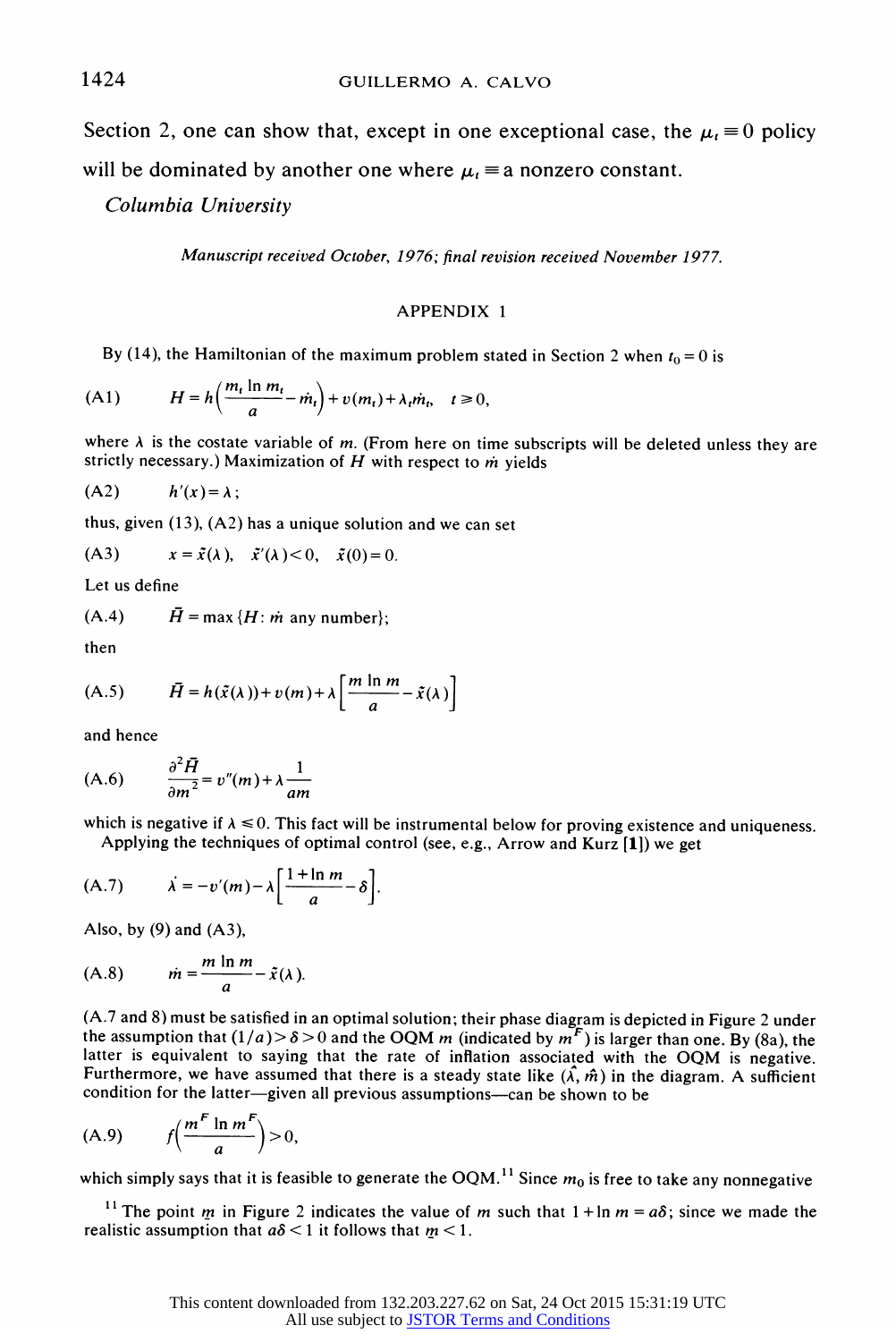Section 2, one can show that, except in one exceptional case, the $\mu_t \equiv 0$ policy will be dominated by another one where $\mu_t \equiv$ a nonzero constant.

*Columbia University*

*Manuscript received October, 1976; final revision received November 1977.*

## APPENDIX 1

By (14), the Hamiltonian of the maximum problem stated in Section 2 when $t_0 = 0$ is

$$\text{(A1)} \qquad H = h\left(\frac{m_t \ln m_t}{a} - \dot{m}_t\right) + v(m_t) + \lambda_t \dot{m}_t, \quad t \geq 0,$$

where $\lambda$ is the costate variable of $m$. (From here on time subscripts will be deleted unless they are strictly necessary.) Maximization of $H$ with respect to $\dot{m}$ yields

$$\text{(A2)} \qquad h'(x) = \lambda;$$

thus, given (13), (A2) has a unique solution and we can set

$$\text{(A3)} \qquad x = \tilde{x}(\lambda), \quad \tilde{x}'(\lambda) < 0, \quad \tilde{x}(0) = 0.$$

Let us define

$$\text{(A.4)} \qquad \bar{H} = \max\{H: \dot{m} \text{ any number}\};$$

then

$$\text{(A.5)} \qquad \bar{H} = h(\tilde{x}(\lambda)) + v(m) + \lambda\left[\frac{m \ln m}{a} - \tilde{x}(\lambda)\right]$$

and hence

$$\text{(A.6)} \qquad \frac{\partial^2 \bar{H}}{\partial m^2} = v''(m) + \lambda \frac{1}{am}$$

which is negative if $\lambda \leq 0$. This fact will be instrumental below for proving existence and uniqueness.

Applying the techniques of optimal control (see, e.g., Arrow and Kurz [1]) we get

$$\text{(A.7)} \qquad \dot{\lambda} = -v'(m) - \lambda\left[\frac{1 + \ln m}{a} - \delta\right].$$

Also, by (9) and (A3),

$$\text{(A.8)} \qquad \dot{m} = \frac{m \ln m}{a} - \tilde{x}(\lambda).$$

(A.7 and 8) must be satisfied in an optimal solution; their phase diagram is depicted in Figure 2 under the assumption that $(1/a) > \delta > 0$ and the OQM $m$ (indicated by $m^F$) is larger than one. By (8a), the latter is equivalent to saying that the rate of inflation associated with the OQM is negative. Furthermore, we have assumed that there is a steady state like $(\hat{\lambda}, \hat{m})$ in the diagram. A sufficient condition for the latter—given all previous assumptions—can be shown to be

$$\text{(A.9)} \qquad f\left(\frac{m^F \ln m^F}{a}\right) > 0,$$

which simply says that it is feasible to generate the OQM.[11] Since $m_0$ is free to take any nonnegative

[11] The point $\underline{m}$ in Figure 2 indicates the value of $m$ such that $1 + \ln m = a\delta$; since we made the realistic assumption that $a\delta < 1$ it follows that $\underline{m} < 1$.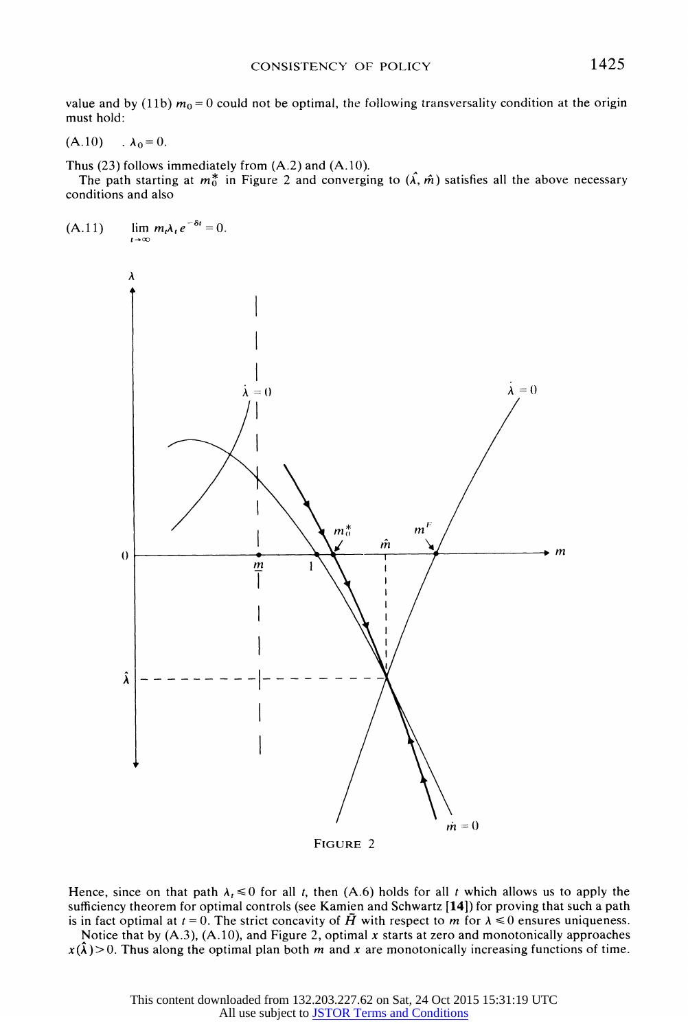value and by (11b) $m_0 = 0$ could not be optimal, the following transversality condition at the origin must hold:

$$\text{(A.10)} \qquad \lambda_0 = 0.$$

Thus (23) follows immediately from (A.2) and (A.10).

The path starting at $m_0^*$ in Figure 2 and converging to $(\hat{\lambda}, \hat{m})$ satisfies all the above necessary conditions and also

$$\text{(A.11)} \qquad \lim_{t \to \infty} m_t \lambda_t e^{-\delta t} = 0.$$

FIGURE 2

Hence, since on that path $\lambda_t \leq 0$ for all $t$, then (A.6) holds for all $t$ which allows us to apply the sufficiency theorem for optimal controls (see Kamien and Schwartz [**14**]) for proving that such a path is in fact optimal at $t = 0$. The strict concavity of $\bar{H}$ with respect to $m$ for $\lambda \leq 0$ ensures uniqueness.

Notice that by (A.3), (A.10), and Figure 2, optimal $x$ starts at zero and monotonically approaches $x(\hat{\lambda}) > 0$. Thus along the optimal plan both $m$ and $x$ are monotonically increasing functions of time.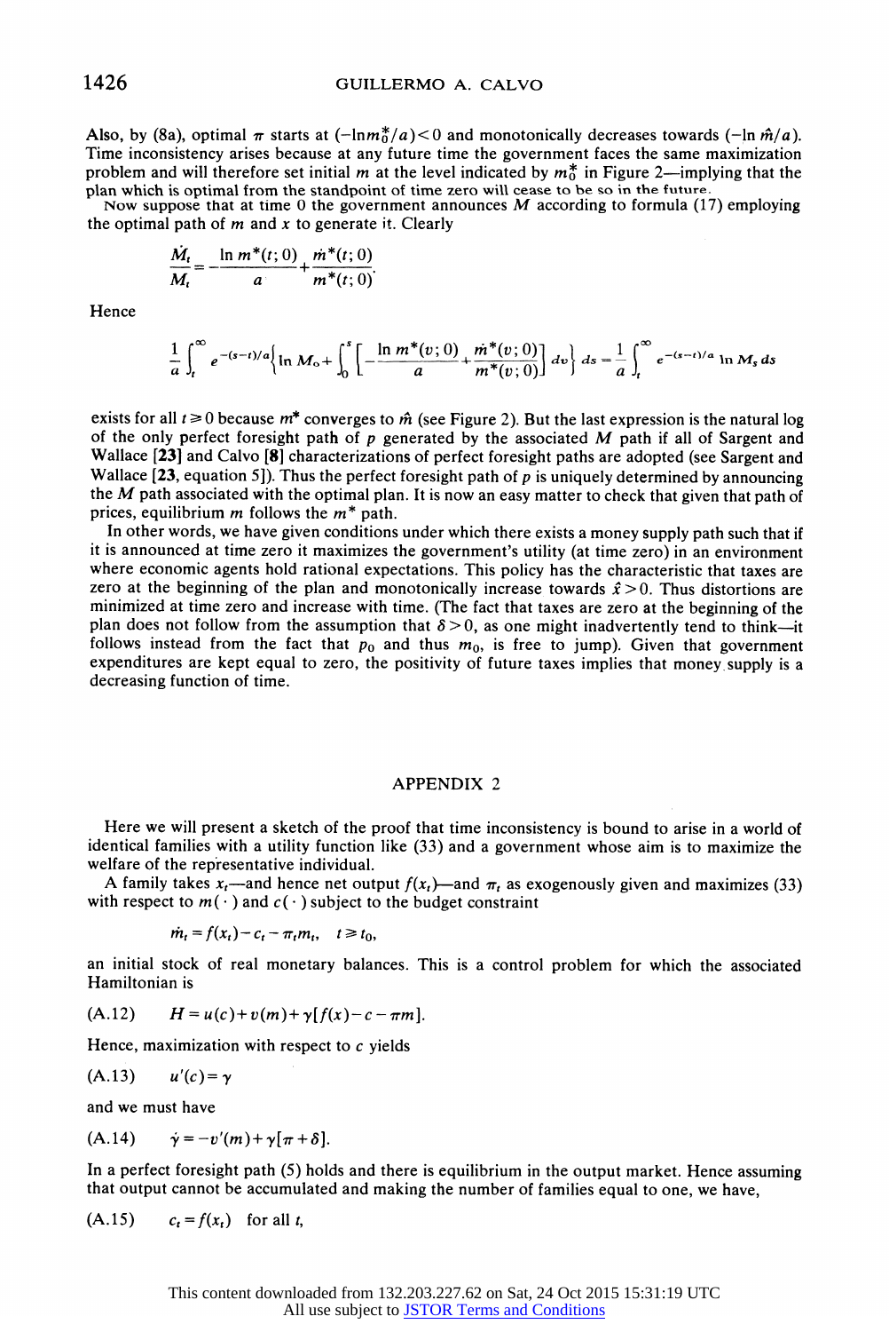Also, by (8a), optimal $\pi$ starts at $(-\ln m_0^*/a)<0$ and monotonically decreases towards $(-\ln \hat{m}/a)$. Time inconsistency arises because at any future time the government faces the same maximization problem and will therefore set initial $m$ at the level indicated by $m_0^*$ in Figure 2—implying that the plan which is optimal from the standpoint of time zero will cease to be so in the future.

Now suppose that at time 0 the government announces $M$ according to formula (17) employing the optimal path of $m$ and $x$ to generate it. Clearly

$$\frac{\dot{M}_t}{M_t}=-\frac{\ln m^*(t;0)}{a}+\frac{\dot{m}^*(t;0)}{m^*(t;0)}.$$

Hence

$$\frac{1}{a}\int_t^\infty e^{-(s-t)/a}\left\{\ln M_0+\int_0^s\left[-\frac{\ln m^*(v;0)}{a}+\frac{\dot{m}^*(v;0)}{m^*(v;0)}\right]dv\right\}ds=\frac{1}{a}\int_t^\infty e^{-(s-t)/a}\ln M_s\,ds$$

exists for all $t\geq 0$ because $m^*$ converges to $\hat{m}$ (see Figure 2). But the last expression is the natural log of the only perfect foresight path of $p$ generated by the associated $M$ path if all of Sargent and Wallace [23] and Calvo [8] characterizations of perfect foresight paths are adopted (see Sargent and Wallace [23, equation 5]). Thus the perfect foresight path of $p$ is uniquely determined by announcing the $M$ path associated with the optimal plan. It is now an easy matter to check that given that path of prices, equilibrium $m$ follows the $m^*$ path.

In other words, we have given conditions under which there exists a money supply path such that if it is announced at time zero it maximizes the government's utility (at time zero) in an environment where economic agents hold rational expectations. This policy has the characteristic that taxes are zero at the beginning of the plan and monotonically increase towards $\hat{x}>0$. Thus distortions are minimized at time zero and increase with time. (The fact that taxes are zero at the beginning of the plan does not follow from the assumption that $\delta>0$, as one might inadvertently tend to think—it follows instead from the fact that $p_0$ and thus $m_0$, is free to jump). Given that government expenditures are kept equal to zero, the positivity of future taxes implies that money supply is a decreasing function of time.

## APPENDIX 2

Here we will present a sketch of the proof that time inconsistency is bound to arise in a world of identical families with a utility function like (33) and a government whose aim is to maximize the welfare of the representative individual.

A family takes $x_t$—and hence net output $f(x_t)$—and $\pi_t$ as exogenously given and maximizes (33) with respect to $m(\cdot)$ and $c(\cdot)$ subject to the budget constraint

$$\dot{m}_t=f(x_t)-c_t-\pi_t m_t,\quad t\geq t_0,$$

an initial stock of real monetary balances. This is a control problem for which the associated Hamiltonian is

$$H=u(c)+v(m)+\gamma[f(x)-c-\pi m]. \tag{A.12}$$

Hence, maximization with respect to $c$ yields

$$u'(c)=\gamma \tag{A.13}$$

and we must have

$$\dot{\gamma}=-v'(m)+\gamma[\pi+\delta]. \tag{A.14}$$

In a perfect foresight path (5) holds and there is equilibrium in the output market. Hence assuming that output cannot be accumulated and making the number of families equal to one, we have,

$$c_t=f(x_t)\quad\text{for all } t, \tag{A.15}$$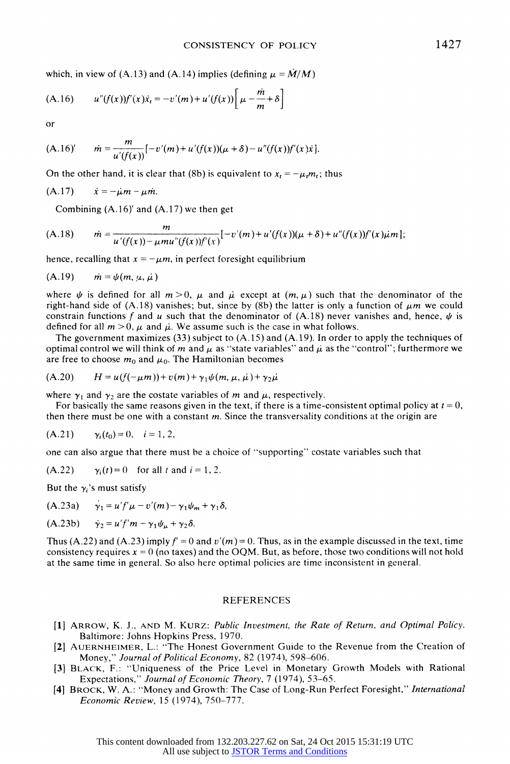which, in view of (A.13) and (A.14) implies (defining $\mu = \dot{M}/M$)

$$\text{(A.16)} \qquad u''(f(x))f'(x)\dot{x}_t = -v'(m) + u'(f(x))\left[\mu - \frac{\dot{m}}{m} + \delta\right]$$

or

$$\text{(A.16)}' \qquad \dot{m} = \frac{m}{u'(f(x))}[-v'(m) + u'(f(x))(\mu + \delta) - u''(f(x))f'(x)\dot{x}].$$

On the other hand, it is clear that (8b) is equivalent to $x_t = -\mu_t m_t$; thus

$$\text{(A.17)} \qquad \dot{x} = -\dot{\mu}m - \mu\dot{m}.$$

Combining (A.16)′ and (A.17) we then get

$$\text{(A.18)} \qquad \dot{m} = \frac{m}{u'(f(x)) - \mu m u''(f(x))f'(x)}[-v'(m) + u'(f(x))(\mu + \delta) + u''(f(x))f'(x)\dot{\mu}m];$$

hence, recalling that $x = -\mu m$, in perfect foresight equilibrium

$$\text{(A.19)} \qquad \dot{m} = \psi(m, \mu, \dot{\mu})$$

where $\psi$ is defined for all $m > 0$, $\mu$ and $\dot{\mu}$ except at $(m, \mu)$ such that the denominator of the right-hand side of (A.18) vanishes; but, since by (8b) the latter is only a function of $\mu m$ we could constrain functions $f$ and $u$ such that the denominator of (A.18) never vanishes and, hence, $\psi$ is defined for all $m > 0$, $\mu$ and $\dot{\mu}$. We assume such is the case in what follows.

The government maximizes (33) subject to (A.15) and (A.19). In order to apply the techniques of optimal control we will think of $m$ and $\mu$ as "state variables" and $\dot{\mu}$ as the "control"; furthermore we are free to choose $m_0$ and $\mu_0$. The Hamiltonian becomes

$$\text{(A.20)} \qquad H = u(f(-\mu m)) + v(m) + \gamma_1\psi(m, \mu, \dot{\mu}) + \gamma_2\dot{\mu}$$

where $\gamma_1$ and $\gamma_2$ are the costate variables of $m$ and $\mu$, respectively.

For basically the same reasons given in the text, if there is a time-consistent optimal policy at $t = 0$, then there must be one with a constant $m$. Since the transversality conditions at the origin are

$$\text{(A.21)} \qquad \gamma_i(t_0) = 0, \quad i = 1, 2,$$

one can also argue that there must be a choice of "supporting" costate variables such that

$$\text{(A.22)} \qquad \gamma_i(t) = 0 \quad \text{for all } t \text{ and } i = 1, 2.$$

But the $\gamma_i$'s must satisfy

$$\text{(A.23a)} \qquad \dot{\gamma}_1 = u'f'\mu - v'(m) - \gamma_1\psi_m + \gamma_1\delta,$$

$$\text{(A.23b)} \qquad \dot{\gamma}_2 = u'f'm - \gamma_1\psi_\mu + \gamma_2\delta.$$

Thus (A.22) and (A.23) imply $f' = 0$ and $v'(m) = 0$. Thus, as in the example discussed in the text, time consistency requires $x = 0$ (no taxes) and the OQM. But, as before, those two conditions will not hold at the same time in general. So also here optimal policies are time inconsistent in general.

## REFERENCES

[1] Arrow, K. J., and M. Kurz: *Public Investment, the Rate of Return, and Optimal Policy.* Baltimore: Johns Hopkins Press, 1970.

[2] Auernheimer, L.: "The Honest Government Guide to the Revenue from the Creation of Money," *Journal of Political Economy*, 82 (1974), 598–606.

[3] Black, F.: "Uniqueness of the Price Level in Monetary Growth Models with Rational Expectations," *Journal of Economic Theory*, 7 (1974), 53–65.

[4] Brock, W. A.: "Money and Growth: The Case of Long-Run Perfect Foresight," *International Economic Review*, 15 (1974), 750–777.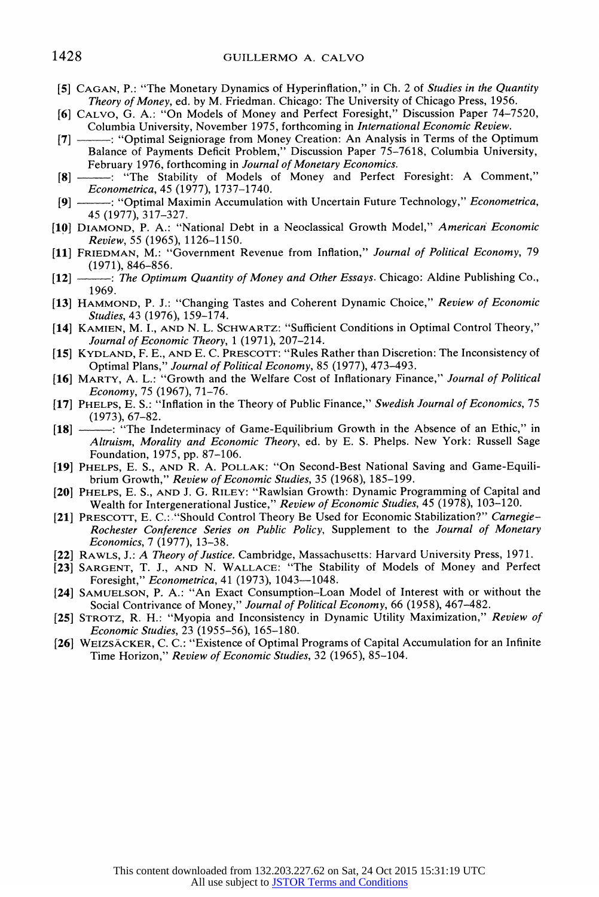[5] CAGAN, P.: "The Monetary Dynamics of Hyperinflation," in Ch. 2 of *Studies in the Quantity Theory of Money*, ed. by M. Friedman. Chicago: The University of Chicago Press, 1956.

[6] CALVO, G. A.: "On Models of Money and Perfect Foresight," Discussion Paper 74-7520, Columbia University, November 1975, forthcoming in *International Economic Review*.

[7] ———: "Optimal Seigniorage from Money Creation: An Analysis in Terms of the Optimum Balance of Payments Deficit Problem," Discussion Paper 75-7618, Columbia University, February 1976, forthcoming in *Journal of Monetary Economics*.

[8] ———: "The Stability of Models of Money and Perfect Foresight: A Comment," *Econometrica*, 45 (1977), 1737–1740.

[9] ———: "Optimal Maximin Accumulation with Uncertain Future Technology," *Econometrica*, 45 (1977), 317–327.

[10] DIAMOND, P. A.: "National Debt in a Neoclassical Growth Model," *American Economic Review*, 55 (1965), 1126–1150.

[11] FRIEDMAN, M.: "Government Revenue from Inflation," *Journal of Political Economy*, 79 (1971), 846–856.

[12] ———: *The Optimum Quantity of Money and Other Essays*. Chicago: Aldine Publishing Co., 1969.

[13] HAMMOND, P. J.: "Changing Tastes and Coherent Dynamic Choice," *Review of Economic Studies*, 43 (1976), 159–174.

[14] KAMIEN, M. I., AND N. L. SCHWARTZ: "Sufficient Conditions in Optimal Control Theory," *Journal of Economic Theory*, 1 (1971), 207–214.

[15] KYDLAND, F. E., AND E. C. PRESCOTT: "Rules Rather than Discretion: The Inconsistency of Optimal Plans," *Journal of Political Economy*, 85 (1977), 473–493.

[16] MARTY, A. L.: "Growth and the Welfare Cost of Inflationary Finance," *Journal of Political Economy*, 75 (1967), 71–76.

[17] PHELPS, E. S.: "Inflation in the Theory of Public Finance," *Swedish Journal of Economics*, 75 (1973), 67–82.

[18] ———: "The Indeterminacy of Game-Equilibrium Growth in the Absence of an Ethic," in *Altruism, Morality and Economic Theory*, ed. by E. S. Phelps. New York: Russell Sage Foundation, 1975, pp. 87–106.

[19] PHELPS, E. S., AND R. A. POLLAK: "On Second-Best National Saving and Game-Equilibrium Growth," *Review of Economic Studies*, 35 (1968), 185–199.

[20] PHELPS, E. S., AND J. G. RILEY: "Rawlsian Growth: Dynamic Programming of Capital and Wealth for Intergenerational Justice," *Review of Economic Studies*, 45 (1978), 103–120.

[21] PRESCOTT, E. C.: "Should Control Theory Be Used for Economic Stabilization?" *Carnegie-Rochester Conference Series on Public Policy*, Supplement to the *Journal of Monetary Economics*, 7 (1977), 13–38.

[22] RAWLS, J.: *A Theory of Justice*. Cambridge, Massachusetts: Harvard University Press, 1971.

[23] SARGENT, T. J., AND N. WALLACE: "The Stability of Models of Money and Perfect Foresight," *Econometrica*, 41 (1973), 1043—1048.

[24] SAMUELSON, P. A.: "An Exact Consumption-Loan Model of Interest with or without the Social Contrivance of Money," *Journal of Political Economy*, 66 (1958), 467–482.

[25] STROTZ, R. H.: "Myopia and Inconsistency in Dynamic Utility Maximization," *Review of Economic Studies*, 23 (1955–56), 165–180.

[26] WEIZSÄCKER, C. C.: "Existence of Optimal Programs of Capital Accumulation for an Infinite Time Horizon," *Review of Economic Studies*, 32 (1965), 85–104.